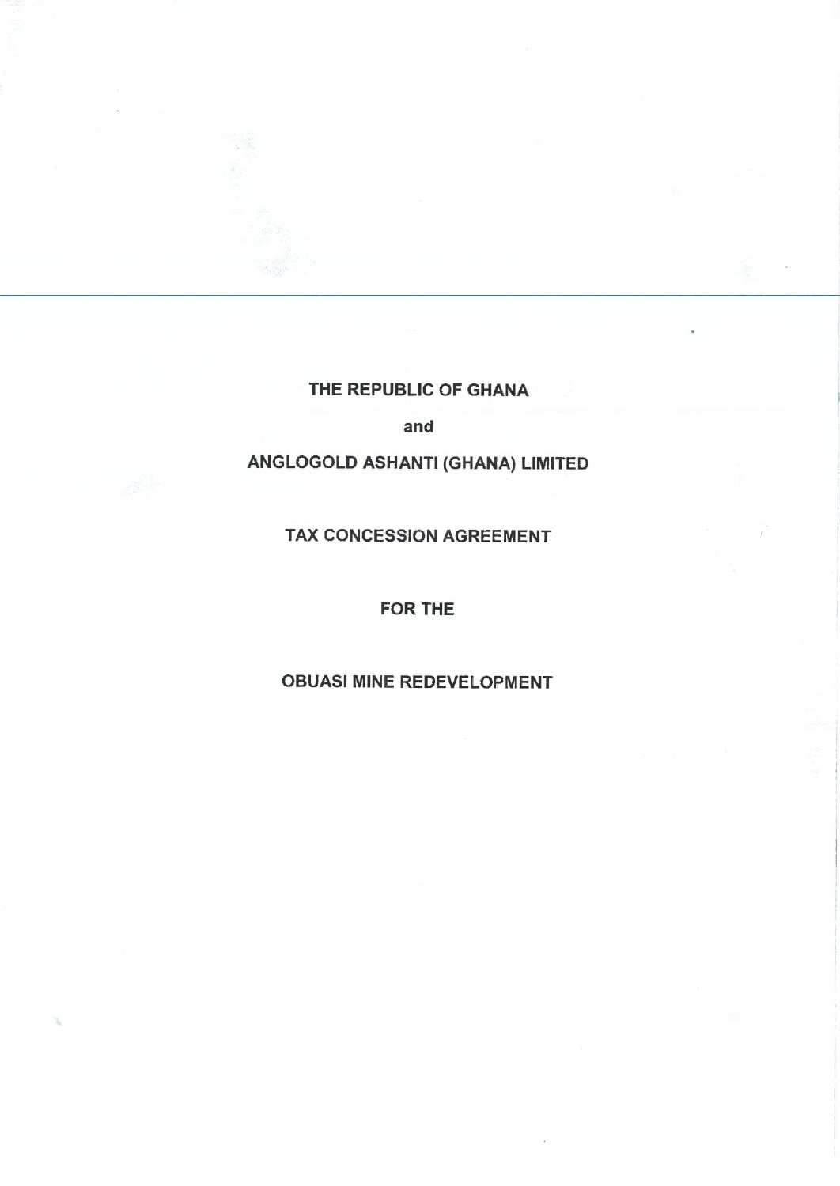# THE REPUBLIC OF GHANA

**and**

# ANGLOGOLD ASHANTI (GHANA) LIMITED

## TAX CONCESSION AGREEMENT

## FOR THE

## OBUASI MINE REDEVELOPMENT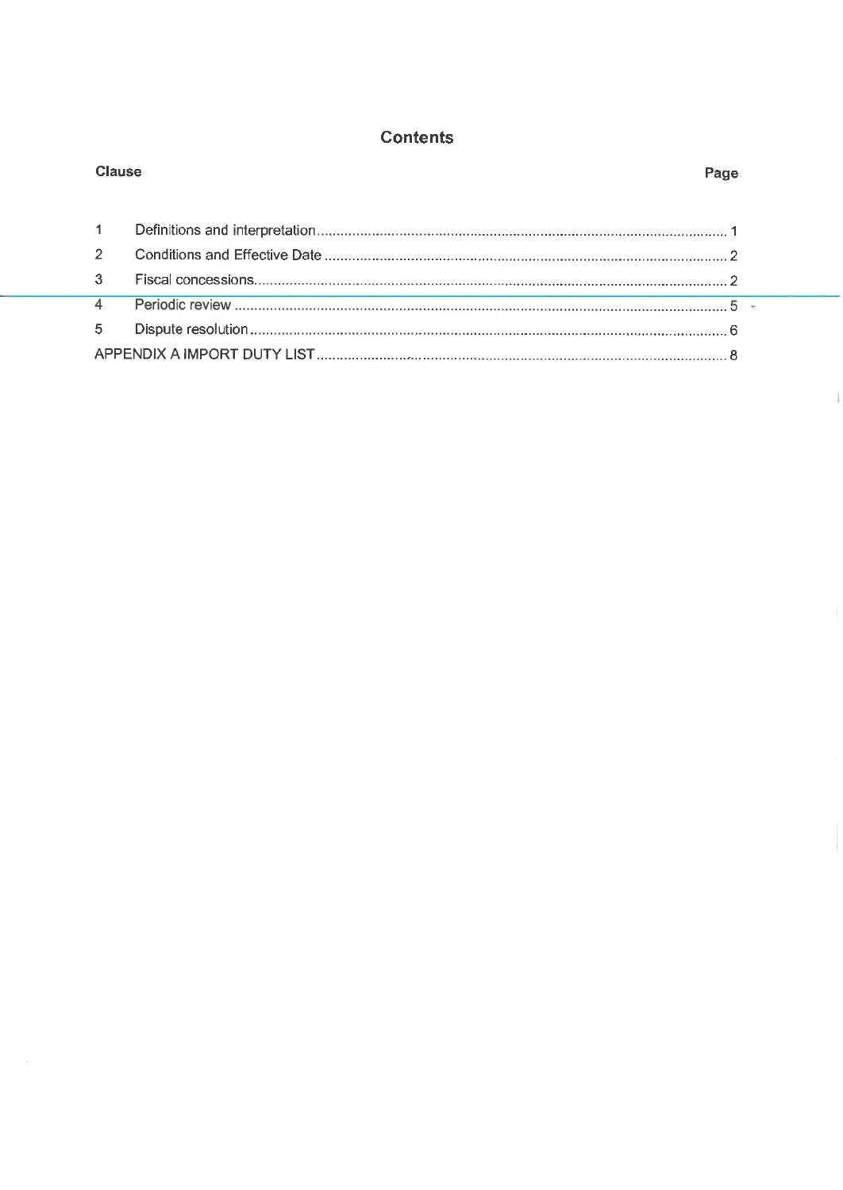# Contents

| Clause | | Page |
| --- | --- | --- |
| 1 | Definitions and interpretation | 1 |
| 2 | Conditions and Effective Date | 2 |
| 3 | Fiscal concessions | 2 |
| 4 | Periodic review | 5 |
| 5 | Dispute resolution | 6 |
| APPENDIX A IMPORT DUTY LIST | | 8 |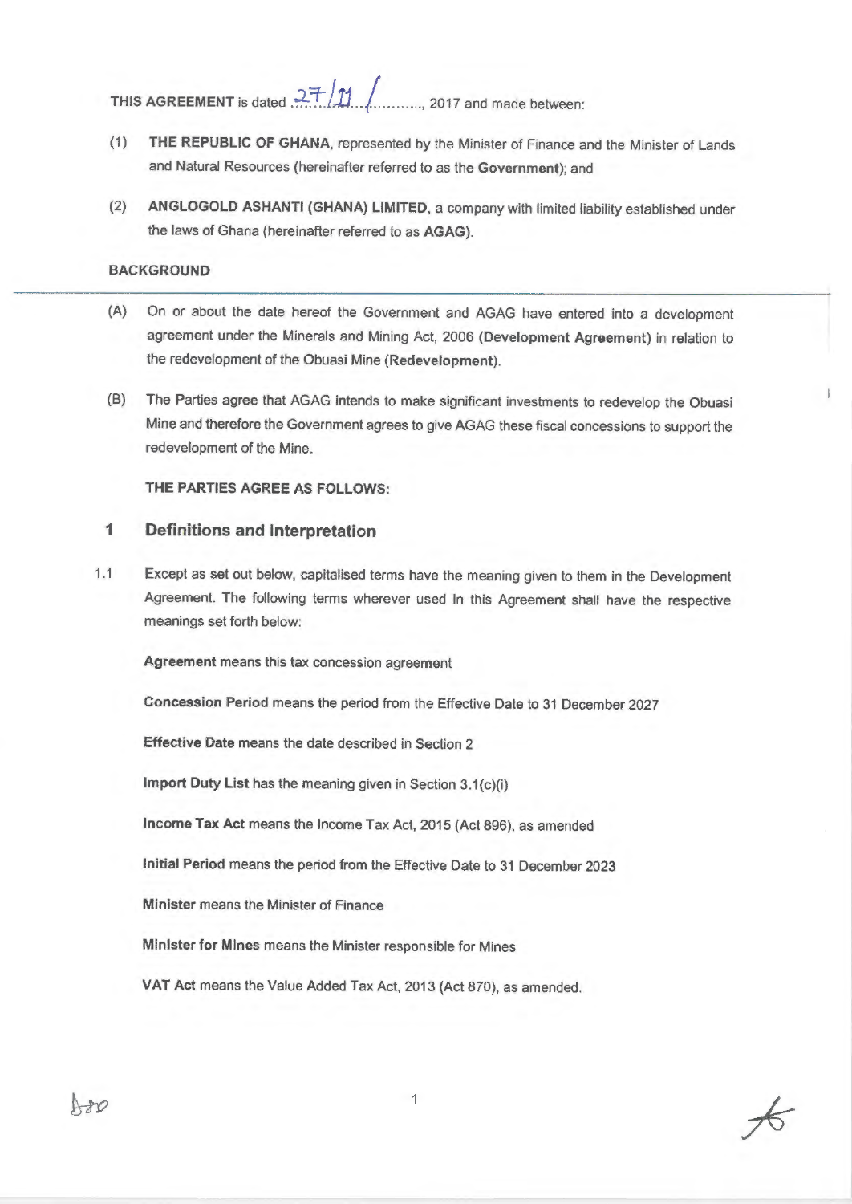THIS AGREEMENT is dated 27/11/..........., 2017 and made between:

(1) **THE REPUBLIC OF GHANA**, represented by the Minister of Finance and the Minister of Lands and Natural Resources (hereinafter referred to as the **Government**); and

(2) **ANGLOGOLD ASHANTI (GHANA) LIMITED**, a company with limited liability established under the laws of Ghana (hereinafter referred to as **AGAG**).

**BACKGROUND**

(A) On or about the date hereof the Government and AGAG have entered into a development agreement under the Minerals and Mining Act, 2006 (**Development Agreement**) in relation to the redevelopment of the Obuasi Mine (**Redevelopment**).

(B) The Parties agree that AGAG intends to make significant investments to redevelop the Obuasi Mine and therefore the Government agrees to give AGAG these fiscal concessions to support the redevelopment of the Mine.

**THE PARTIES AGREE AS FOLLOWS:**

## 1 Definitions and interpretation

1.1 Except as set out below, capitalised terms have the meaning given to them in the Development Agreement. The following terms wherever used in this Agreement shall have the respective meanings set forth below:

**Agreement** means this tax concession agreement

**Concession Period** means the period from the Effective Date to 31 December 2027

**Effective Date** means the date described in Section 2

**Import Duty List** has the meaning given in Section 3.1(c)(i)

**Income Tax Act** means the Income Tax Act, 2015 (Act 896), as amended

**Initial Period** means the period from the Effective Date to 31 December 2023

**Minister** means the Minister of Finance

**Minister for Mines** means the Minister responsible for Mines

**VAT Act** means the Value Added Tax Act, 2013 (Act 870), as amended.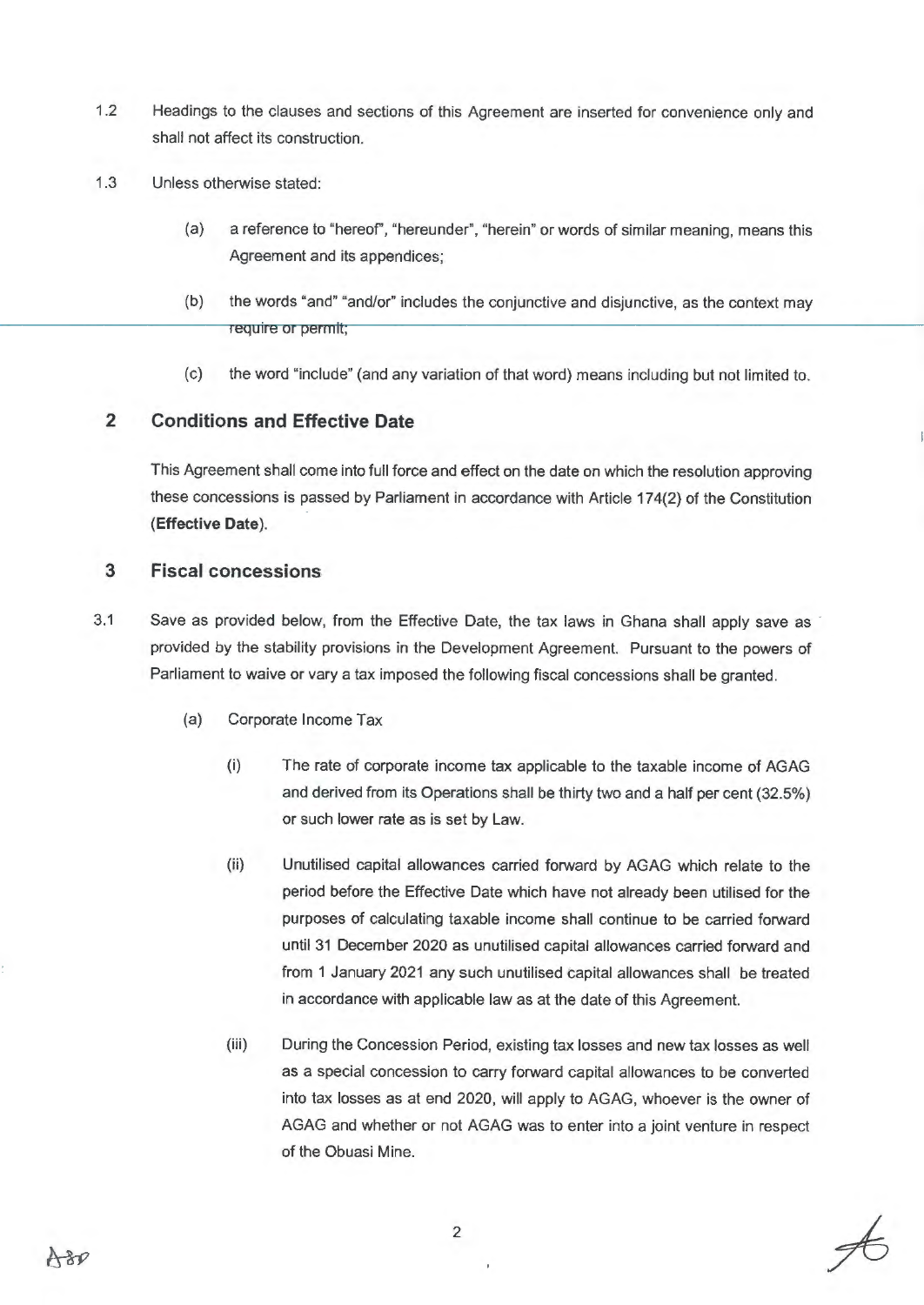1.2 Headings to the clauses and sections of this Agreement are inserted for convenience only and shall not affect its construction.

1.3 Unless otherwise stated:

(a) a reference to "hereof", "hereunder", "herein" or words of similar meaning, means this Agreement and its appendices;

(b) the words "and" "and/or" includes the conjunctive and disjunctive, as the context may require or permit;

(c) the word "include" (and any variation of that word) means including but not limited to.

## 2 Conditions and Effective Date

This Agreement shall come into full force and effect on the date on which the resolution approving these concessions is passed by Parliament in accordance with Article 174(2) of the Constitution (**Effective Date**).

## 3 Fiscal concessions

3.1 Save as provided below, from the Effective Date, the tax laws in Ghana shall apply save as provided by the stability provisions in the Development Agreement. Pursuant to the powers of Parliament to waive or vary a tax imposed the following fiscal concessions shall be granted.

(a) Corporate Income Tax

(i) The rate of corporate income tax applicable to the taxable income of AGAG and derived from its Operations shall be thirty two and a half per cent (32.5%) or such lower rate as is set by Law.

(ii) Unutilised capital allowances carried forward by AGAG which relate to the period before the Effective Date which have not already been utilised for the purposes of calculating taxable income shall continue to be carried forward until 31 December 2020 as unutilised capital allowances carried forward and from 1 January 2021 any such unutilised capital allowances shall be treated in accordance with applicable law as at the date of this Agreement.

(iii) During the Concession Period, existing tax losses and new tax losses as well as a special concession to carry forward capital allowances to be converted into tax losses as at end 2020, will apply to AGAG, whoever is the owner of AGAG and whether or not AGAG was to enter into a joint venture in respect of the Obuasi Mine.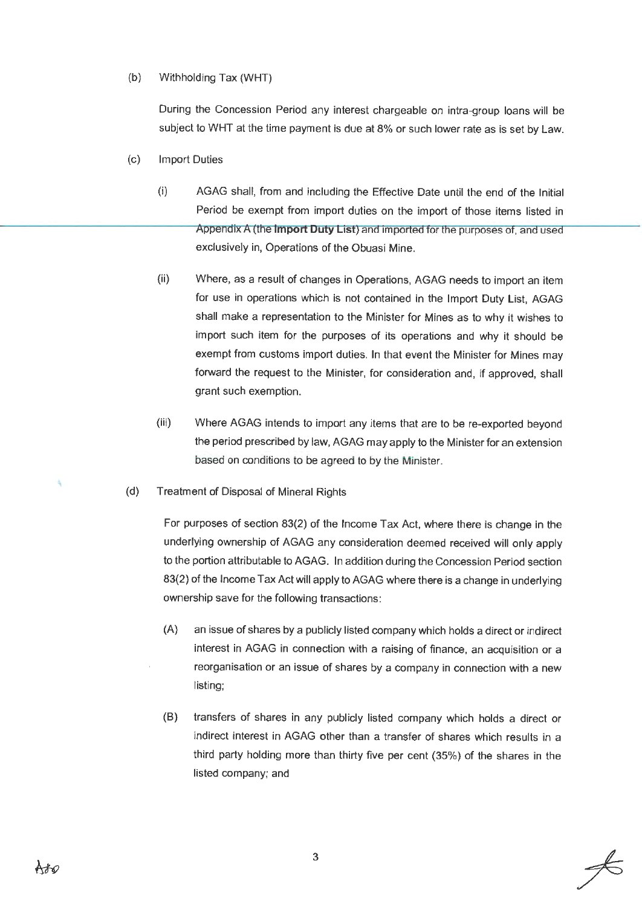(b) Withholding Tax (WHT)

During the Concession Period any interest chargeable on intra-group loans will be subject to WHT at the time payment is due at 8% or such lower rate as is set by Law.

(c) Import Duties

(i) AGAG shall, from and including the Effective Date until the end of the Initial Period be exempt from import duties on the import of those items listed in Appendix A (the **Import Duty List**) and imported for the purposes of, and used exclusively in, Operations of the Obuasi Mine.

(ii) Where, as a result of changes in Operations, AGAG needs to import an item for use in operations which is not contained in the Import Duty List, AGAG shall make a representation to the Minister for Mines as to why it wishes to import such item for the purposes of its operations and why it should be exempt from customs import duties. In that event the Minister for Mines may forward the request to the Minister, for consideration and, if approved, shall grant such exemption.

(iii) Where AGAG intends to import any items that are to be re-exported beyond the period prescribed by law, AGAG may apply to the Minister for an extension based on conditions to be agreed to by the Minister.

(d) Treatment of Disposal of Mineral Rights

For purposes of section 83(2) of the Income Tax Act, where there is change in the underlying ownership of AGAG any consideration deemed received will only apply to the portion attributable to AGAG. In addition during the Concession Period section 83(2) of the Income Tax Act will apply to AGAG where there is a change in underlying ownership save for the following transactions:

(A) an issue of shares by a publicly listed company which holds a direct or indirect interest in AGAG in connection with a raising of finance, an acquisition or a reorganisation or an issue of shares by a company in connection with a new listing;

(B) transfers of shares in any publicly listed company which holds a direct or indirect interest in AGAG other than a transfer of shares which results in a third party holding more than thirty five per cent (35%) of the shares in the listed company; and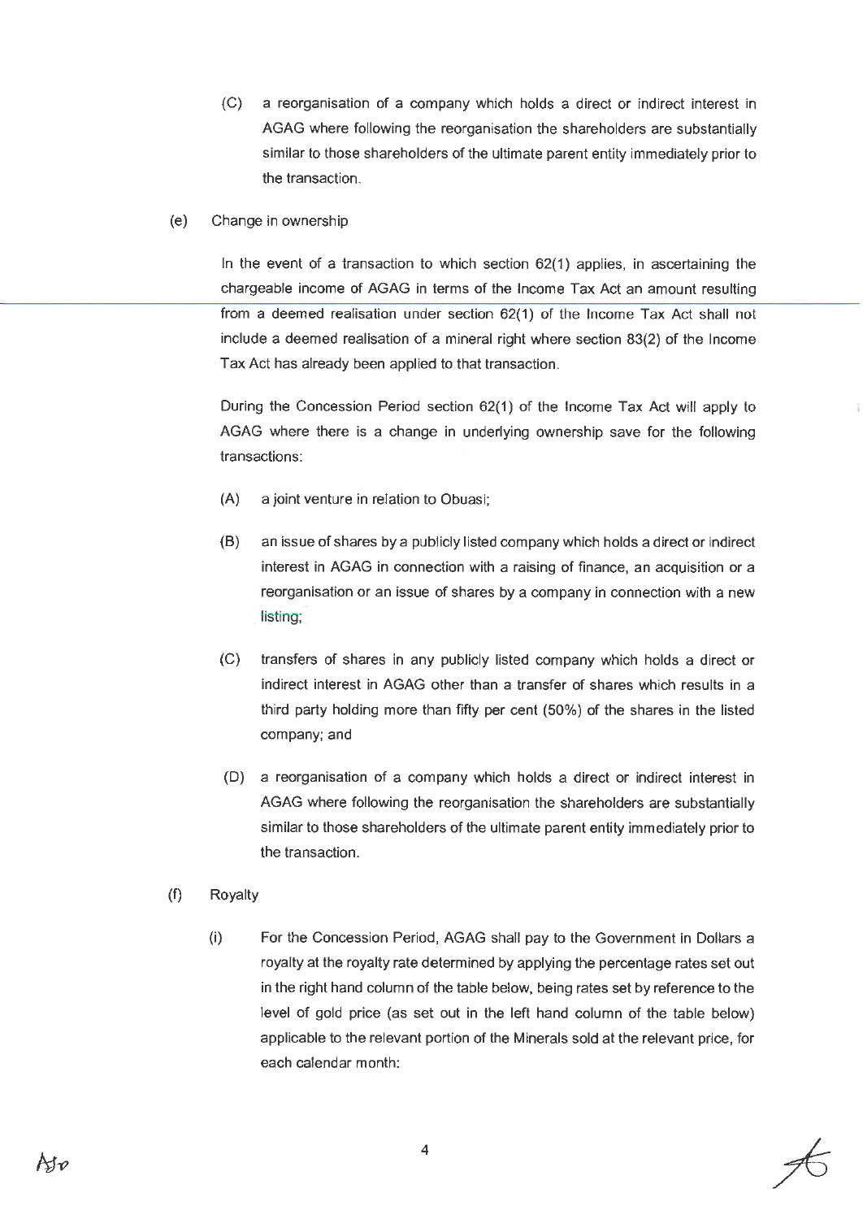(C) a reorganisation of a company which holds a direct or indirect interest in AGAG where following the reorganisation the shareholders are substantially similar to those shareholders of the ultimate parent entity immediately prior to the transaction.

(e) Change in ownership

In the event of a transaction to which section 62(1) applies, in ascertaining the chargeable income of AGAG in terms of the Income Tax Act an amount resulting from a deemed realisation under section 62(1) of the Income Tax Act shall not include a deemed realisation of a mineral right where section 83(2) of the Income Tax Act has already been applied to that transaction.

During the Concession Period section 62(1) of the Income Tax Act will apply to AGAG where there is a change in underlying ownership save for the following transactions:

(A) a joint venture in relation to Obuasi;

(B) an issue of shares by a publicly listed company which holds a direct or indirect interest in AGAG in connection with a raising of finance, an acquisition or a reorganisation or an issue of shares by a company in connection with a new listing;

(C) transfers of shares in any publicly listed company which holds a direct or indirect interest in AGAG other than a transfer of shares which results in a third party holding more than fifty per cent (50%) of the shares in the listed company; and

(D) a reorganisation of a company which holds a direct or indirect interest in AGAG where following the reorganisation the shareholders are substantially similar to those shareholders of the ultimate parent entity immediately prior to the transaction.

(f) Royalty

(i) For the Concession Period, AGAG shall pay to the Government in Dollars a royalty at the royalty rate determined by applying the percentage rates set out in the right hand column of the table below, being rates set by reference to the level of gold price (as set out in the left hand column of the table below) applicable to the relevant portion of the Minerals sold at the relevant price, for each calendar month: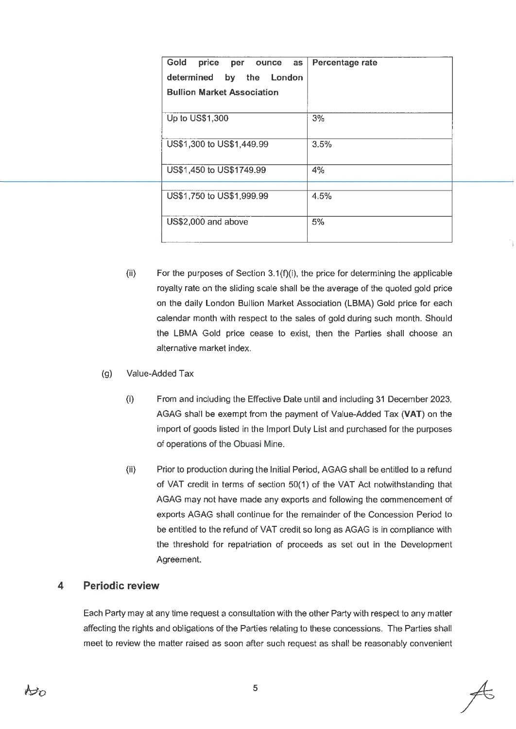| Gold price per ounce as determined by the London Bullion Market Association | Percentage rate |
|---|---|
| Up to US$1,300 | 3% |
| US$1,300 to US$1,449.99 | 3.5% |
| US$1,450 to US$1749.99 | 4% |
| US$1,750 to US$1,999.99 | 4.5% |
| US$2,000 and above | 5% |

(ii) For the purposes of Section 3.1(f)(i), the price for determining the applicable royalty rate on the sliding scale shall be the average of the quoted gold price on the daily London Bullion Market Association (LBMA) Gold price for each calendar month with respect to the sales of gold during such month. Should the LBMA Gold price cease to exist, then the Parties shall choose an alternative market index.

(g) Value-Added Tax

(i) From and including the Effective Date until and including 31 December 2023, AGAG shall be exempt from the payment of Value-Added Tax (**VAT**) on the import of goods listed in the Import Duty List and purchased for the purposes of operations of the Obuasi Mine.

(ii) Prior to production during the Initial Period, AGAG shall be entitled to a refund of VAT credit in terms of section 50(1) of the VAT Act notwithstanding that AGAG may not have made any exports and following the commencement of exports AGAG shall continue for the remainder of the Concession Period to be entitled to the refund of VAT credit so long as AGAG is in compliance with the threshold for repatriation of proceeds as set out in the Development Agreement.

## 4 Periodic review

Each Party may at any time request a consultation with the other Party with respect to any matter affecting the rights and obligations of the Parties relating to these concessions. The Parties shall meet to review the matter raised as soon after such request as shall be reasonably convenient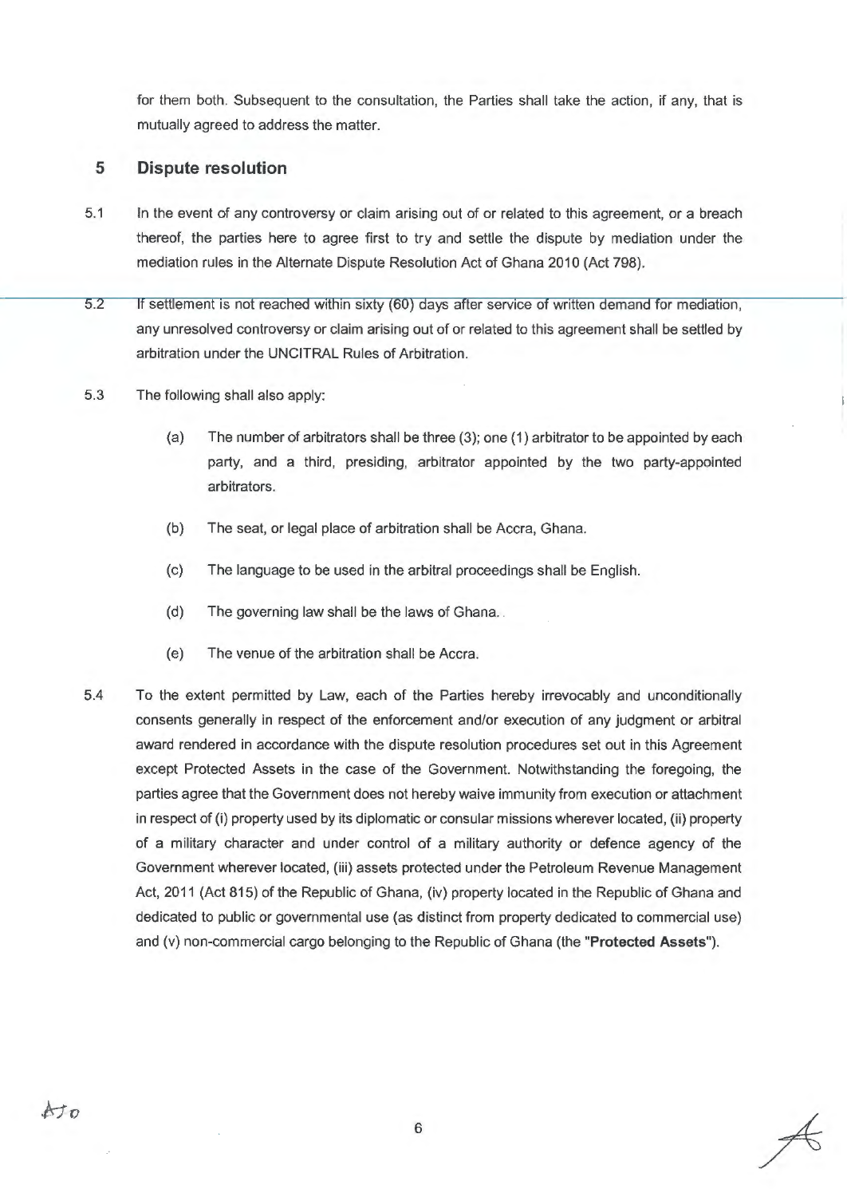for them both. Subsequent to the consultation, the Parties shall take the action, if any, that is mutually agreed to address the matter.

## 5 Dispute resolution

5.1 In the event of any controversy or claim arising out of or related to this agreement, or a breach thereof, the parties here to agree first to try and settle the dispute by mediation under the mediation rules in the Alternate Dispute Resolution Act of Ghana 2010 (Act 798).

5.2 If settlement is not reached within sixty (60) days after service of written demand for mediation, any unresolved controversy or claim arising out of or related to this agreement shall be settled by arbitration under the UNCITRAL Rules of Arbitration.

5.3 The following shall also apply:

(a) The number of arbitrators shall be three (3); one (1) arbitrator to be appointed by each party, and a third, presiding, arbitrator appointed by the two party-appointed arbitrators.

(b) The seat, or legal place of arbitration shall be Accra, Ghana.

(c) The language to be used in the arbitral proceedings shall be English.

(d) The governing law shall be the laws of Ghana.

(e) The venue of the arbitration shall be Accra.

5.4 To the extent permitted by Law, each of the Parties hereby irrevocably and unconditionally consents generally in respect of the enforcement and/or execution of any judgment or arbitral award rendered in accordance with the dispute resolution procedures set out in this Agreement except Protected Assets in the case of the Government. Notwithstanding the foregoing, the parties agree that the Government does not hereby waive immunity from execution or attachment in respect of (i) property used by its diplomatic or consular missions wherever located, (ii) property of a military character and under control of a military authority or defence agency of the Government wherever located, (iii) assets protected under the Petroleum Revenue Management Act, 2011 (Act 815) of the Republic of Ghana, (iv) property located in the Republic of Ghana and dedicated to public or governmental use (as distinct from property dedicated to commercial use) and (v) non-commercial cargo belonging to the Republic of Ghana (the "**Protected Assets**").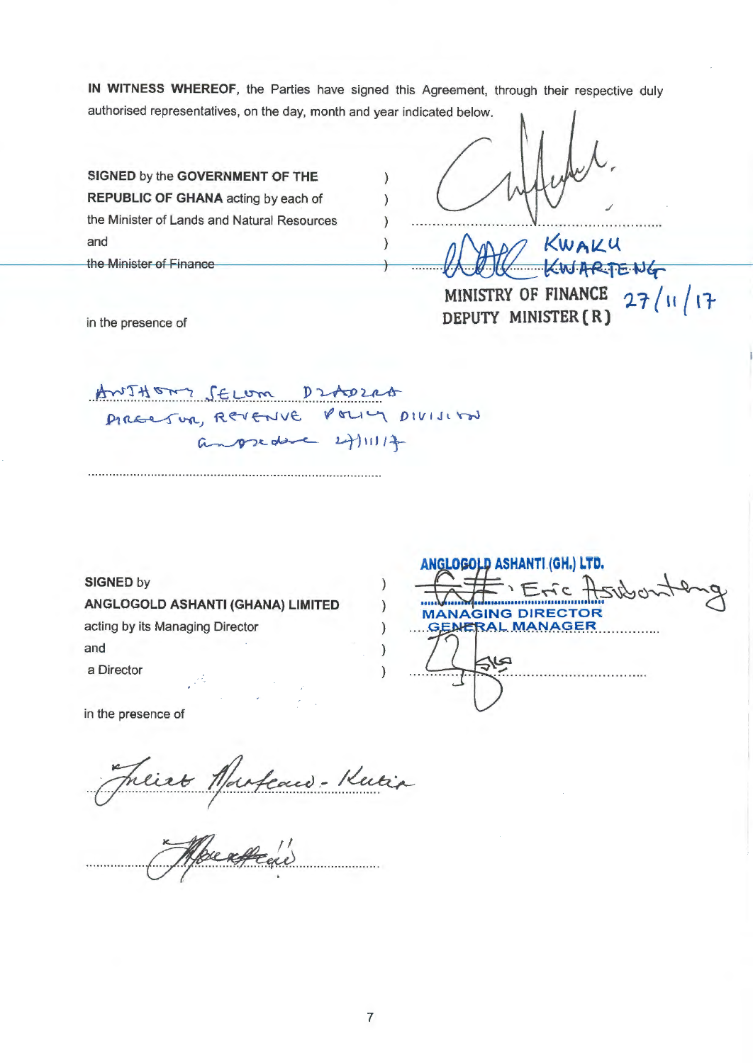**IN WITNESS WHEREOF**, the Parties have signed this Agreement, through their respective duly authorised representatives, on the day, month and year indicated below.

**SIGNED** by the **GOVERNMENT OF THE REPUBLIC OF GHANA** acting by each of the Minister of Lands and Natural Resources and the Minister of Finance )

KWAKU KWARTENG

MINISTRY OF FINANCE 27/11/17

DEPUTY MINISTER (R)

in the presence of

ANTHONY SELORM DZADZRA

DIRECTOR, REVENUE POLICY DIVISION

27/11/17

**SIGNED** by **ANGLOGOLD ASHANTI (GHANA) LIMITED** acting by its Managing Director and a Director )

ANGLOGOLD ASHANTI (GH.) LTD.

Eric Asubonteng

MANAGING DIRECTOR

GENERAL MANAGER

in the presence of